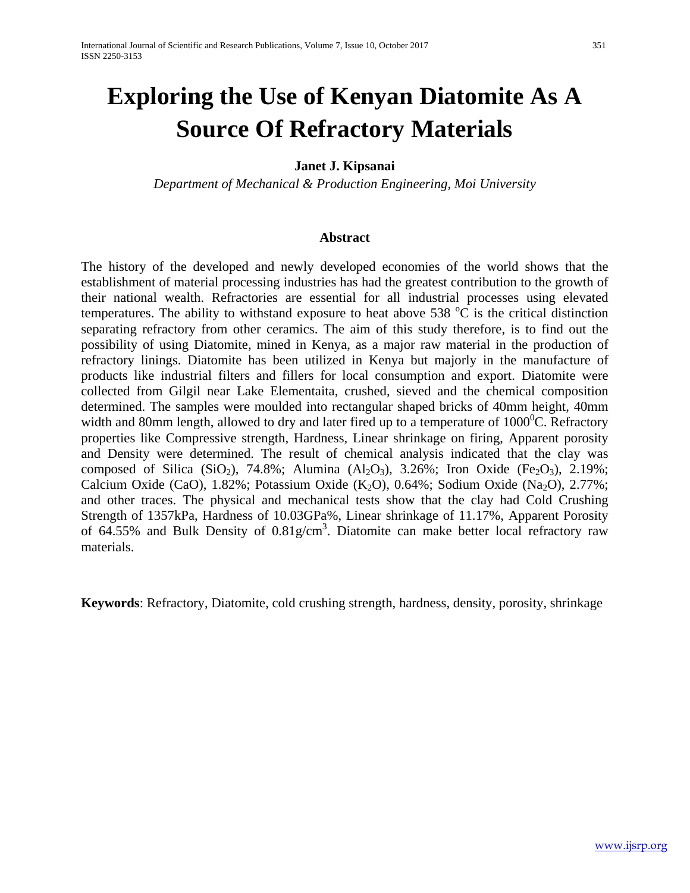# Exploring the Use of Kenyan Diatomite As A Source Of Refractory Materials

**Janet J. Kipsanai**

*Department of Mechanical & Production Engineering, Moi University*

### Abstract

The history of the developed and newly developed economies of the world shows that the establishment of material processing industries has had the greatest contribution to the growth of their national wealth. Refractories are essential for all industrial processes using elevated temperatures. The ability to withstand exposure to heat above 538 $^{o}C$ is the critical distinction separating refractory from other ceramics. The aim of this study therefore, is to find out the possibility of using Diatomite, mined in Kenya, as a major raw material in the production of refractory linings. Diatomite has been utilized in Kenya but majorly in the manufacture of products like industrial filters and fillers for local consumption and export. Diatomite were collected from Gilgil near Lake Elementaita, crushed, sieved and the chemical composition determined. The samples were moulded into rectangular shaped bricks of 40mm height, 40mm width and 80mm length, allowed to dry and later fired up to a temperature of $1000^{0}C$. Refractory properties like Compressive strength, Hardness, Linear shrinkage on firing, Apparent porosity and Density were determined. The result of chemical analysis indicated that the clay was composed of Silica ($SiO_2$), 74.8%; Alumina ($Al_2O_3$), 3.26%; Iron Oxide ($Fe_2O_3$), 2.19%; Calcium Oxide (CaO), 1.82%; Potassium Oxide ($K_2O$), 0.64%; Sodium Oxide ($Na_2O$), 2.77%; and other traces. The physical and mechanical tests show that the clay had Cold Crushing Strength of 1357kPa, Hardness of 10.03GPa%, Linear shrinkage of 11.17%, Apparent Porosity of 64.55% and Bulk Density of $0.81g/cm^3$. Diatomite can make better local refractory raw materials.

**Keywords**: Refractory, Diatomite, cold crushing strength, hardness, density, porosity, shrinkage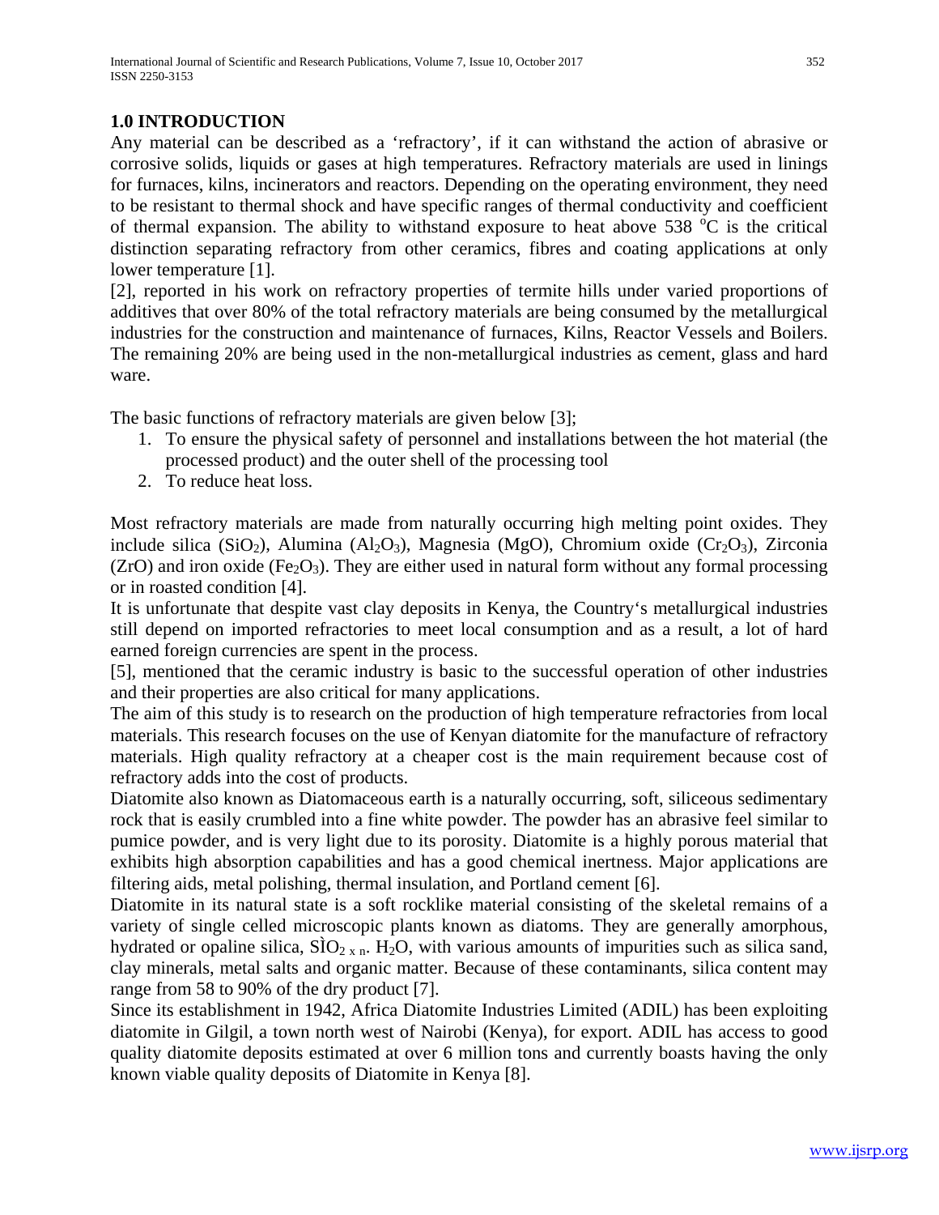## 1.0 INTRODUCTION

Any material can be described as a 'refractory', if it can withstand the action of abrasive or corrosive solids, liquids or gases at high temperatures. Refractory materials are used in linings for furnaces, kilns, incinerators and reactors. Depending on the operating environment, they need to be resistant to thermal shock and have specific ranges of thermal conductivity and coefficient of thermal expansion. The ability to withstand exposure to heat above 538 $^{o}$C is the critical distinction separating refractory from other ceramics, fibres and coating applications at only lower temperature [1].

[2], reported in his work on refractory properties of termite hills under varied proportions of additives that over 80% of the total refractory materials are being consumed by the metallurgical industries for the construction and maintenance of furnaces, Kilns, Reactor Vessels and Boilers. The remaining 20% are being used in the non-metallurgical industries as cement, glass and hard ware.

The basic functions of refractory materials are given below [3];

1. To ensure the physical safety of personnel and installations between the hot material (the processed product) and the outer shell of the processing tool
2. To reduce heat loss.

Most refractory materials are made from naturally occurring high melting point oxides. They include silica ($SiO_2$), Alumina ($Al_2O_3$), Magnesia (MgO), Chromium oxide ($Cr_2O_3$), Zirconia (ZrO) and iron oxide ($Fe_2O_3$). They are either used in natural form without any formal processing or in roasted condition [4].

It is unfortunate that despite vast clay deposits in Kenya, the Country's metallurgical industries still depend on imported refractories to meet local consumption and as a result, a lot of hard earned foreign currencies are spent in the process.

[5], mentioned that the ceramic industry is basic to the successful operation of other industries and their properties are also critical for many applications.

The aim of this study is to research on the production of high temperature refractories from local materials. This research focuses on the use of Kenyan diatomite for the manufacture of refractory materials. High quality refractory at a cheaper cost is the main requirement because cost of refractory adds into the cost of products.

Diatomite also known as Diatomaceous earth is a naturally occurring, soft, siliceous sedimentary rock that is easily crumbled into a fine white powder. The powder has an abrasive feel similar to pumice powder, and is very light due to its porosity. Diatomite is a highly porous material that exhibits high absorption capabilities and has a good chemical inertness. Major applications are filtering aids, metal polishing, thermal insulation, and Portland cement [6].

Diatomite in its natural state is a soft rocklike material consisting of the skeletal remains of a variety of single celled microscopic plants known as diatoms. They are generally amorphous, hydrated or opaline silica, $SiO_{2\ x\ n}.\ H_2O$, with various amounts of impurities such as silica sand, clay minerals, metal salts and organic matter. Because of these contaminants, silica content may range from 58 to 90% of the dry product [7].

Since its establishment in 1942, Africa Diatomite Industries Limited (ADIL) has been exploiting diatomite in Gilgil, a town north west of Nairobi (Kenya), for export. ADIL has access to good quality diatomite deposits estimated at over 6 million tons and currently boasts having the only known viable quality deposits of Diatomite in Kenya [8].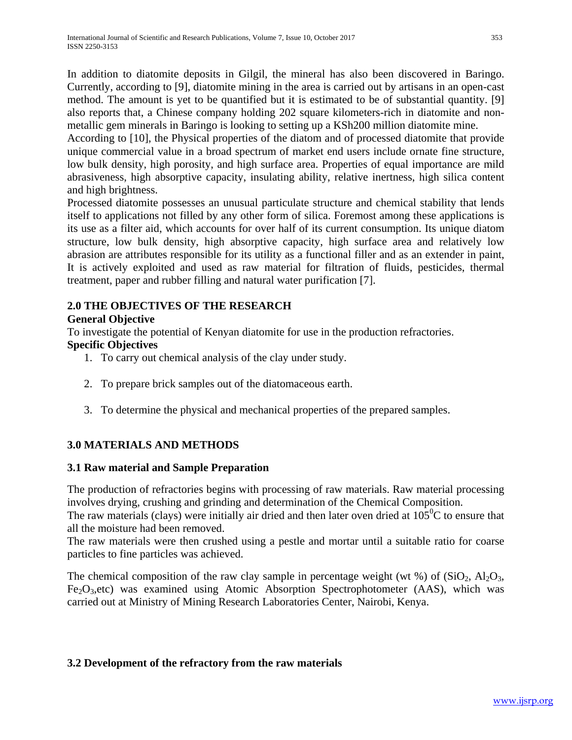In addition to diatomite deposits in Gilgil, the mineral has also been discovered in Baringo. Currently, according to [9], diatomite mining in the area is carried out by artisans in an open-cast method. The amount is yet to be quantified but it is estimated to be of substantial quantity. [9] also reports that, a Chinese company holding 202 square kilometers-rich in diatomite and non-metallic gem minerals in Baringo is looking to setting up a KSh200 million diatomite mine.

According to [10], the Physical properties of the diatom and of processed diatomite that provide unique commercial value in a broad spectrum of market end users include ornate fine structure, low bulk density, high porosity, and high surface area. Properties of equal importance are mild abrasiveness, high absorptive capacity, insulating ability, relative inertness, high silica content and high brightness.

Processed diatomite possesses an unusual particulate structure and chemical stability that lends itself to applications not filled by any other form of silica. Foremost among these applications is its use as a filter aid, which accounts for over half of its current consumption. Its unique diatom structure, low bulk density, high absorptive capacity, high surface area and relatively low abrasion are attributes responsible for its utility as a functional filler and as an extender in paint, It is actively exploited and used as raw material for filtration of fluids, pesticides, thermal treatment, paper and rubber filling and natural water purification [7].

## 2.0 THE OBJECTIVES OF THE RESEARCH

### General Objective

To investigate the potential of Kenyan diatomite for use in the production refractories.

### Specific Objectives

1. To carry out chemical analysis of the clay under study.
2. To prepare brick samples out of the diatomaceous earth.
3. To determine the physical and mechanical properties of the prepared samples.

## 3.0 MATERIALS AND METHODS

### 3.1 Raw material and Sample Preparation

The production of refractories begins with processing of raw materials. Raw material processing involves drying, crushing and grinding and determination of the Chemical Composition.

The raw materials (clays) were initially air dried and then later oven dried at $105^0C$ to ensure that all the moisture had been removed.

The raw materials were then crushed using a pestle and mortar until a suitable ratio for coarse particles to fine particles was achieved.

The chemical composition of the raw clay sample in percentage weight (wt %) of ($SiO_2$, $Al_2O_3$, $Fe_2O_3$,etc) was examined using Atomic Absorption Spectrophotometer (AAS), which was carried out at Ministry of Mining Research Laboratories Center, Nairobi, Kenya.

### 3.2 Development of the refractory from the raw materials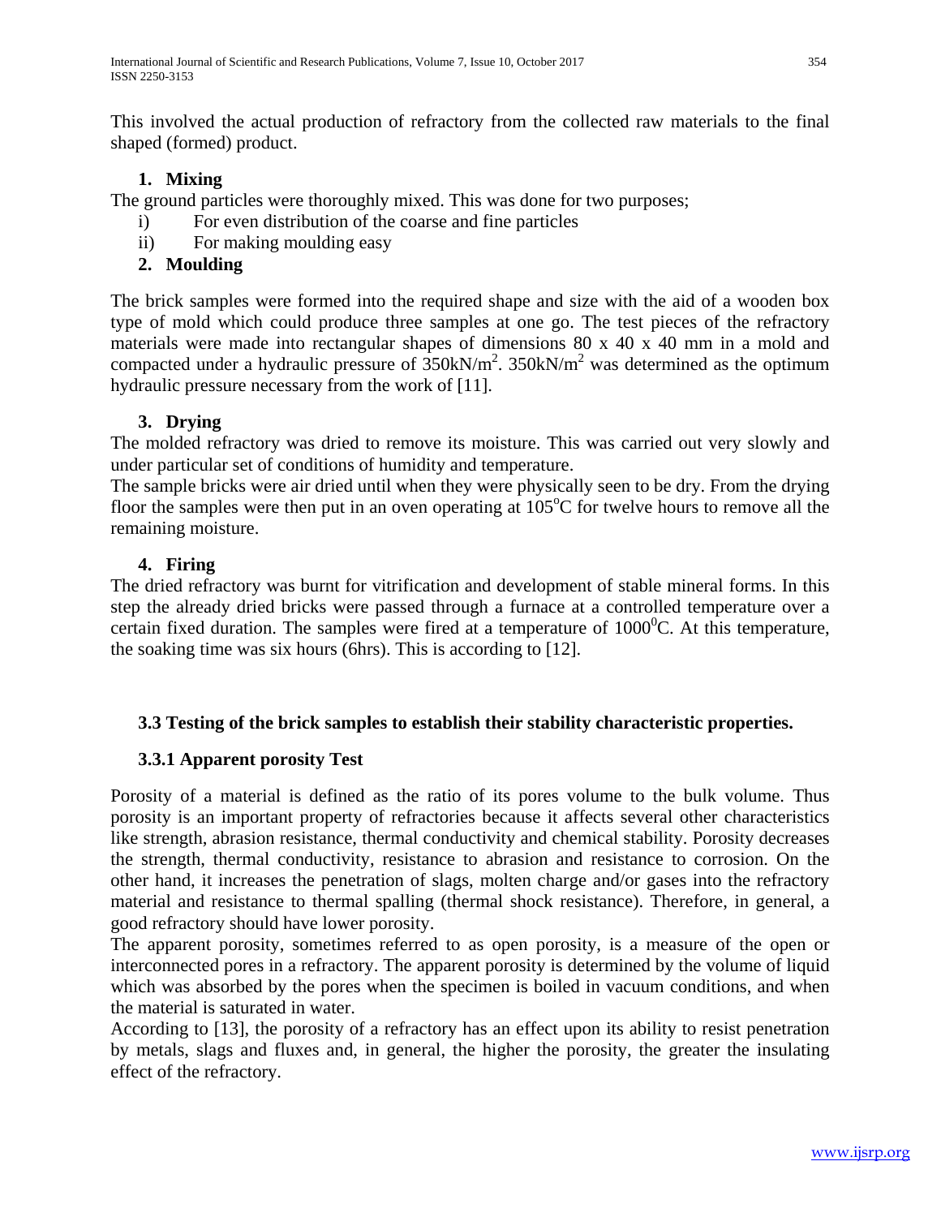This involved the actual production of refractory from the collected raw materials to the final shaped (formed) product.

**1. Mixing**

The ground particles were thoroughly mixed. This was done for two purposes;

i) For even distribution of the coarse and fine particles
ii) For making moulding easy

**2. Moulding**

The brick samples were formed into the required shape and size with the aid of a wooden box type of mold which could produce three samples at one go. The test pieces of the refractory materials were made into rectangular shapes of dimensions 80 x 40 x 40 mm in a mold and compacted under a hydraulic pressure of $350kN/m^2$. $350kN/m^2$ was determined as the optimum hydraulic pressure necessary from the work of [11].

**3. Drying**

The molded refractory was dried to remove its moisture. This was carried out very slowly and under particular set of conditions of humidity and temperature.

The sample bricks were air dried until when they were physically seen to be dry. From the drying floor the samples were then put in an oven operating at $105^oC$ for twelve hours to remove all the remaining moisture.

**4. Firing**

The dried refractory was burnt for vitrification and development of stable mineral forms. In this step the already dried bricks were passed through a furnace at a controlled temperature over a certain fixed duration. The samples were fired at a temperature of $1000^0C$. At this temperature, the soaking time was six hours (6hrs). This is according to [12].

### 3.3 Testing of the brick samples to establish their stability characteristic properties.

#### 3.3.1 Apparent porosity Test

Porosity of a material is defined as the ratio of its pores volume to the bulk volume. Thus porosity is an important property of refractories because it affects several other characteristics like strength, abrasion resistance, thermal conductivity and chemical stability. Porosity decreases the strength, thermal conductivity, resistance to abrasion and resistance to corrosion. On the other hand, it increases the penetration of slags, molten charge and/or gases into the refractory material and resistance to thermal spalling (thermal shock resistance). Therefore, in general, a good refractory should have lower porosity.

The apparent porosity, sometimes referred to as open porosity, is a measure of the open or interconnected pores in a refractory. The apparent porosity is determined by the volume of liquid which was absorbed by the pores when the specimen is boiled in vacuum conditions, and when the material is saturated in water.

According to [13], the porosity of a refractory has an effect upon its ability to resist penetration by metals, slags and fluxes and, in general, the higher the porosity, the greater the insulating effect of the refractory.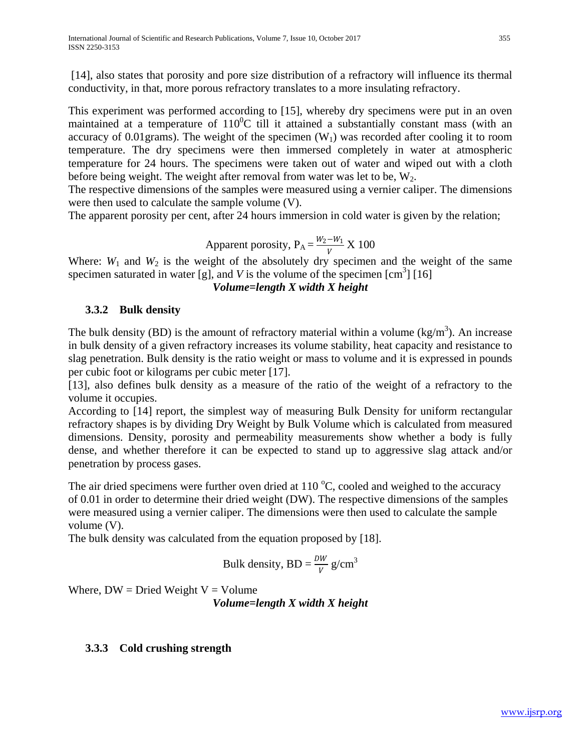[14], also states that porosity and pore size distribution of a refractory will influence its thermal conductivity, in that, more porous refractory translates to a more insulating refractory.

This experiment was performed according to [15], whereby dry specimens were put in an oven maintained at a temperature of $110^0$C till it attained a substantially constant mass (with an accuracy of 0.01grams). The weight of the specimen ($W_1$) was recorded after cooling it to room temperature. The dry specimens were then immersed completely in water at atmospheric temperature for 24 hours. The specimens were taken out of water and wiped out with a cloth before being weight. The weight after removal from water was let to be, $W_2$.

The respective dimensions of the samples were measured using a vernier caliper. The dimensions were then used to calculate the sample volume (V).

The apparent porosity per cent, after 24 hours immersion in cold water is given by the relation;

$$\text{Apparent porosity, } P_A = \frac{W_2 - W_1}{V} \text{ X } 100$$

Where: $W_1$ and $W_2$ is the weight of the absolutely dry specimen and the weight of the same specimen saturated in water [g], and $V$ is the volume of the specimen [$cm^3$] [16]

***Volume=length X width X height***

### 3.3.2 Bulk density

The bulk density (BD) is the amount of refractory material within a volume ($kg/m^3$). An increase in bulk density of a given refractory increases its volume stability, heat capacity and resistance to slag penetration. Bulk density is the ratio weight or mass to volume and it is expressed in pounds per cubic foot or kilograms per cubic meter [17].

[13], also defines bulk density as a measure of the ratio of the weight of a refractory to the volume it occupies.

According to [14] report, the simplest way of measuring Bulk Density for uniform rectangular refractory shapes is by dividing Dry Weight by Bulk Volume which is calculated from measured dimensions. Density, porosity and permeability measurements show whether a body is fully dense, and whether therefore it can be expected to stand up to aggressive slag attack and/or penetration by process gases.

The air dried specimens were further oven dried at 110 °C, cooled and weighed to the accuracy of 0.01 in order to determine their dried weight (DW). The respective dimensions of the samples were measured using a vernier caliper. The dimensions were then used to calculate the sample volume (V).

The bulk density was calculated from the equation proposed by [18].

$$\text{Bulk density, BD} = \frac{DW}{V} \text{ g/cm}^3$$

Where, DW = Dried Weight V = Volume

***Volume=length X width X height***

### 3.3.3 Cold crushing strength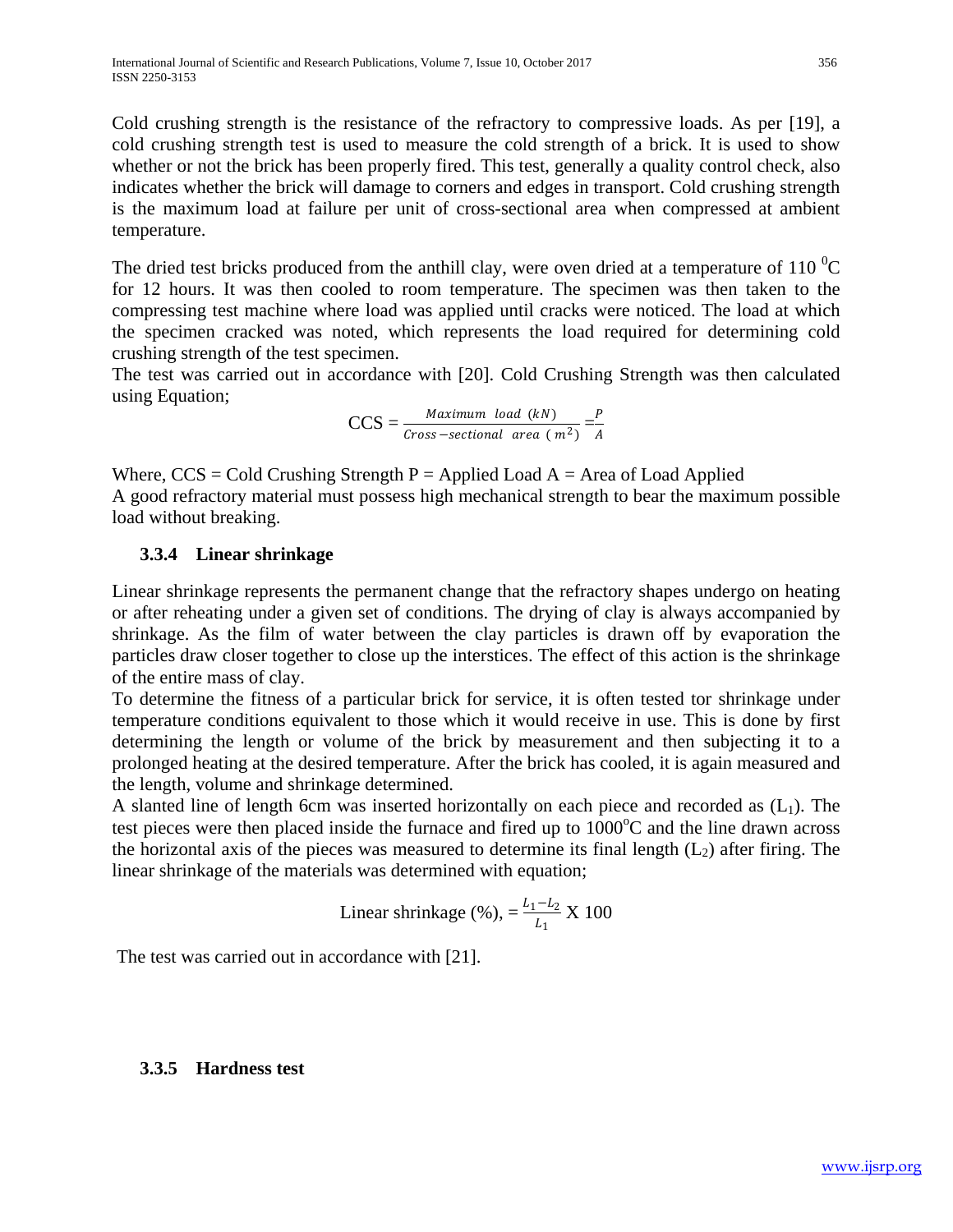Cold crushing strength is the resistance of the refractory to compressive loads. As per [19], a cold crushing strength test is used to measure the cold strength of a brick. It is used to show whether or not the brick has been properly fired. This test, generally a quality control check, also indicates whether the brick will damage to corners and edges in transport. Cold crushing strength is the maximum load at failure per unit of cross-sectional area when compressed at ambient temperature.

The dried test bricks produced from the anthill clay, were oven dried at a temperature of 110 $^0$C for 12 hours. It was then cooled to room temperature. The specimen was then taken to the compressing test machine where load was applied until cracks were noticed. The load at which the specimen cracked was noted, which represents the load required for determining cold crushing strength of the test specimen.

The test was carried out in accordance with [20]. Cold Crushing Strength was then calculated using Equation;

$$\text{CCS} = \frac{Maximum\ \ load\ \ (kN)}{Cross-sectional\ \ area\ \ (\ m^2)} = \frac{P}{A}$$

Where, CCS = Cold Crushing Strength P = Applied Load A = Area of Load Applied

A good refractory material must possess high mechanical strength to bear the maximum possible load without breaking.

### 3.3.4 Linear shrinkage

Linear shrinkage represents the permanent change that the refractory shapes undergo on heating or after reheating under a given set of conditions. The drying of clay is always accompanied by shrinkage. As the film of water between the clay particles is drawn off by evaporation the particles draw closer together to close up the interstices. The effect of this action is the shrinkage of the entire mass of clay.

To determine the fitness of a particular brick for service, it is often tested tor shrinkage under temperature conditions equivalent to those which it would receive in use. This is done by first determining the length or volume of the brick by measurement and then subjecting it to a prolonged heating at the desired temperature. After the brick has cooled, it is again measured and the length, volume and shrinkage determined.

A slanted line of length 6cm was inserted horizontally on each piece and recorded as ($L_1$). The test pieces were then placed inside the furnace and fired up to 1000$^o$C and the line drawn across the horizontal axis of the pieces was measured to determine its final length ($L_2$) after firing. The linear shrinkage of the materials was determined with equation;

$$\text{Linear shrinkage (\%)}, = \frac{L_1 - L_2}{L_1} \text{ X } 100$$

The test was carried out in accordance with [21].

### 3.3.5 Hardness test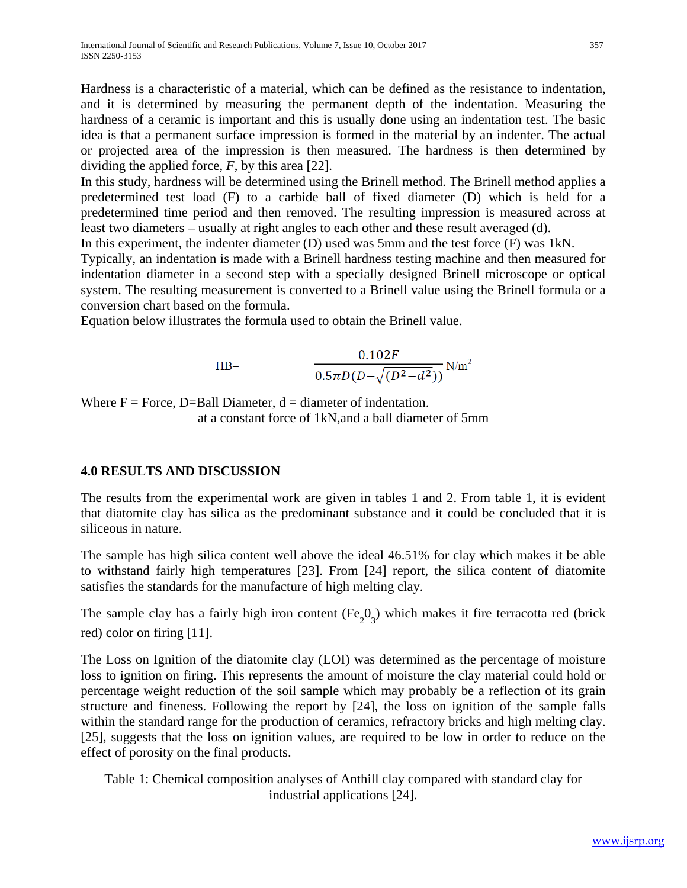Hardness is a characteristic of a material, which can be defined as the resistance to indentation, and it is determined by measuring the permanent depth of the indentation. Measuring the hardness of a ceramic is important and this is usually done using an indentation test. The basic idea is that a permanent surface impression is formed in the material by an indenter. The actual or projected area of the impression is then measured. The hardness is then determined by dividing the applied force, *F*, by this area [22].

In this study, hardness will be determined using the Brinell method. The Brinell method applies a predetermined test load (F) to a carbide ball of fixed diameter (D) which is held for a predetermined time period and then removed. The resulting impression is measured across at least two diameters – usually at right angles to each other and these result averaged (d).

In this experiment, the indenter diameter (D) used was 5mm and the test force (F) was 1kN.

Typically, an indentation is made with a Brinell hardness testing machine and then measured for indentation diameter in a second step with a specially designed Brinell microscope or optical system. The resulting measurement is converted to a Brinell value using the Brinell formula or a conversion chart based on the formula.

Equation below illustrates the formula used to obtain the Brinell value.

$$HB = \frac{0.102F}{0.5\pi D(D-\sqrt{(D^2-d^2)})} \text{ N/m}^2$$

Where F = Force, D=Ball Diameter, d = diameter of indentation.
at a constant force of 1kN,and a ball diameter of 5mm

## 4.0 RESULTS AND DISCUSSION

The results from the experimental work are given in tables 1 and 2. From table 1, it is evident that diatomite clay has silica as the predominant substance and it could be concluded that it is siliceous in nature.

The sample has high silica content well above the ideal 46.51% for clay which makes it be able to withstand fairly high temperatures [23]. From [24] report, the silica content of diatomite satisfies the standards for the manufacture of high melting clay.

The sample clay has a fairly high iron content ($Fe_20_3$) which makes it fire terracotta red (brick red) color on firing [11].

The Loss on Ignition of the diatomite clay (LOI) was determined as the percentage of moisture loss to ignition on firing. This represents the amount of moisture the clay material could hold or percentage weight reduction of the soil sample which may probably be a reflection of its grain structure and fineness. Following the report by [24], the loss on ignition of the sample falls within the standard range for the production of ceramics, refractory bricks and high melting clay. [25], suggests that the loss on ignition values, are required to be low in order to reduce on the effect of porosity on the final products.

Table 1: Chemical composition analyses of Anthill clay compared with standard clay for industrial applications [24].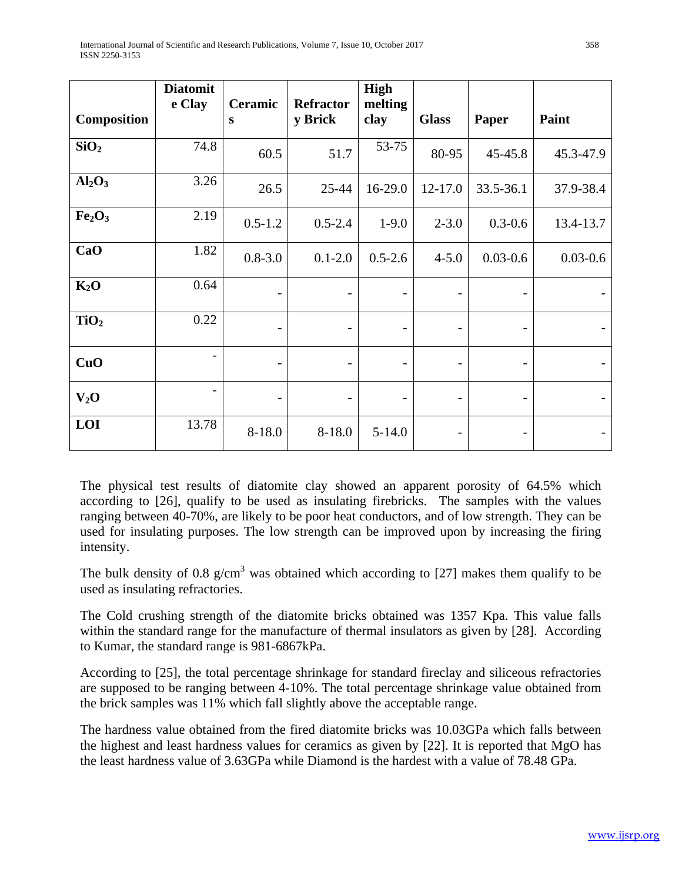| Composition | Diatomite Clay | Ceramics | Refractory Brick | High melting clay | Glass | Paper | Paint |
|---|---|---|---|---|---|---|---|
| $SiO_2$ | 74.8 | 60.5 | 51.7 | 53-75 | 80-95 | 45-45.8 | 45.3-47.9 |
| $Al_2O_3$ | 3.26 | 26.5 | 25-44 | 16-29.0 | 12-17.0 | 33.5-36.1 | 37.9-38.4 |
| $Fe_2O_3$ | 2.19 | 0.5-1.2 | 0.5-2.4 | 1-9.0 | 2-3.0 | 0.3-0.6 | 13.4-13.7 |
| CaO | 1.82 | 0.8-3.0 | 0.1-2.0 | 0.5-2.6 | 4-5.0 | 0.03-0.6 | 0.03-0.6 |
| $K_2O$ | 0.64 | - | - | - | - | - | - |
| $TiO_2$ | 0.22 | - | - | - | - | - | - |
| CuO | - | - | - | - | - | - | - |
| $V_2O$ | - | - | - | - | - | - | - |
| LOI | 13.78 | 8-18.0 | 8-18.0 | 5-14.0 | - | - | - |

The physical test results of diatomite clay showed an apparent porosity of 64.5% which according to [26], qualify to be used as insulating firebricks. The samples with the values ranging between 40-70%, are likely to be poor heat conductors, and of low strength. They can be used for insulating purposes. The low strength can be improved upon by increasing the firing intensity.

The bulk density of 0.8 $g/cm^3$ was obtained which according to [27] makes them qualify to be used as insulating refractories.

The Cold crushing strength of the diatomite bricks obtained was 1357 Kpa. This value falls within the standard range for the manufacture of thermal insulators as given by [28]. According to Kumar, the standard range is 981-6867kPa.

According to [25], the total percentage shrinkage for standard fireclay and siliceous refractories are supposed to be ranging between 4-10%. The total percentage shrinkage value obtained from the brick samples was 11% which fall slightly above the acceptable range.

The hardness value obtained from the fired diatomite bricks was 10.03GPa which falls between the highest and least hardness values for ceramics as given by [22]. It is reported that MgO has the least hardness value of 3.63GPa while Diamond is the hardest with a value of 78.48 GPa.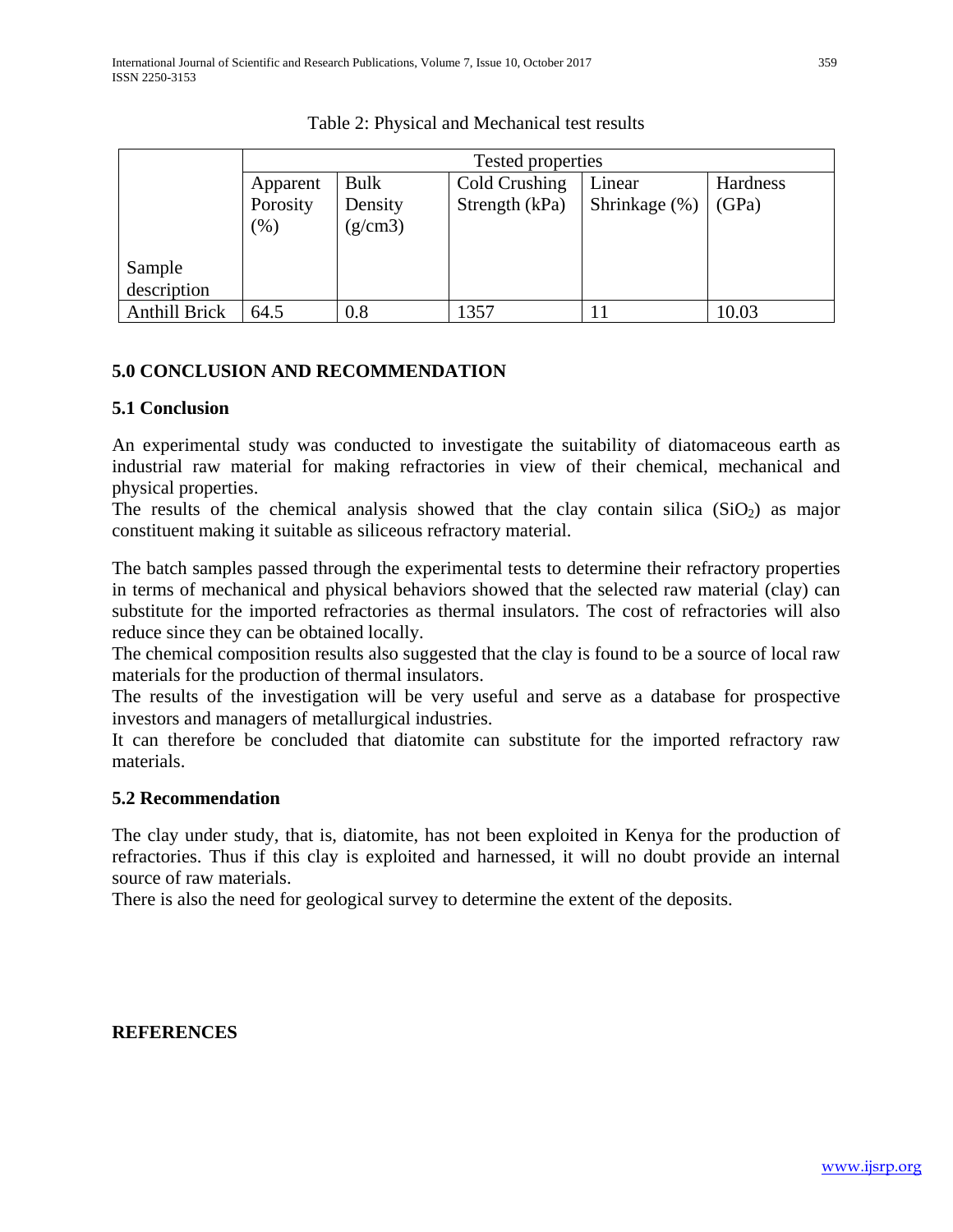Table 2: Physical and Mechanical test results

| Sample description | Tested properties | | | | |
|---|---|---|---|---|---|
| | Apparent Porosity (%) | Bulk Density (g/cm3) | Cold Crushing Strength (kPa) | Linear Shrinkage (%) | Hardness (GPa) |
| Anthill Brick | 64.5 | 0.8 | 1357 | 11 | 10.03 |

## 5.0 CONCLUSION AND RECOMMENDATION

### 5.1 Conclusion

An experimental study was conducted to investigate the suitability of diatomaceous earth as industrial raw material for making refractories in view of their chemical, mechanical and physical properties.

The results of the chemical analysis showed that the clay contain silica ($SiO_2$) as major constituent making it suitable as siliceous refractory material.

The batch samples passed through the experimental tests to determine their refractory properties in terms of mechanical and physical behaviors showed that the selected raw material (clay) can substitute for the imported refractories as thermal insulators. The cost of refractories will also reduce since they can be obtained locally.

The chemical composition results also suggested that the clay is found to be a source of local raw materials for the production of thermal insulators.

The results of the investigation will be very useful and serve as a database for prospective investors and managers of metallurgical industries.

It can therefore be concluded that diatomite can substitute for the imported refractory raw materials.

### 5.2 Recommendation

The clay under study, that is, diatomite, has not been exploited in Kenya for the production of refractories. Thus if this clay is exploited and harnessed, it will no doubt provide an internal source of raw materials.

There is also the need for geological survey to determine the extent of the deposits.

## REFERENCES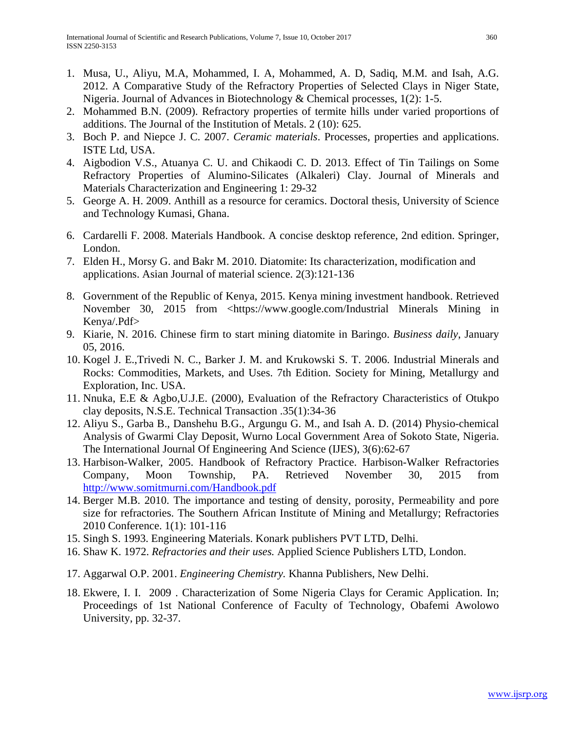1. Musa, U., Aliyu, M.A, Mohammed, I. A, Mohammed, A. D, Sadiq, M.M. and Isah, A.G. 2012. A Comparative Study of the Refractory Properties of Selected Clays in Niger State, Nigeria. Journal of Advances in Biotechnology & Chemical processes, 1(2): 1-5.
2. Mohammed B.N. (2009). Refractory properties of termite hills under varied proportions of additions. The Journal of the Institution of Metals. 2 (10): 625.
3. Boch P. and Niepce J. C. 2007. *Ceramic materials*. Processes, properties and applications. ISTE Ltd, USA.
4. Aigbodion V.S., Atuanya C. U. and Chikaodi C. D. 2013. Effect of Tin Tailings on Some Refractory Properties of Alumino-Silicates (Alkaleri) Clay. Journal of Minerals and Materials Characterization and Engineering 1: 29-32
5. George A. H. 2009. Anthill as a resource for ceramics. Doctoral thesis, University of Science and Technology Kumasi, Ghana.
6. Cardarelli F. 2008. Materials Handbook. A concise desktop reference, 2nd edition. Springer, London.
7. Elden H., Morsy G. and Bakr M. 2010. Diatomite: Its characterization, modification and applications. Asian Journal of material science. 2(3):121-136
8. Government of the Republic of Kenya, 2015. Kenya mining investment handbook. Retrieved November 30, 2015 from <https://www.google.com/Industrial Minerals Mining in Kenya/.Pdf>
9. Kiarie, N. 2016. Chinese firm to start mining diatomite in Baringo. *Business daily*, January 05, 2016.
10. Kogel J. E.,Trivedi N. C., Barker J. M. and Krukowski S. T. 2006. Industrial Minerals and Rocks: Commodities, Markets, and Uses. 7th Edition. Society for Mining, Metallurgy and Exploration, Inc. USA.
11. Nnuka, E.E & Agbo,U.J.E. (2000), Evaluation of the Refractory Characteristics of Otukpo clay deposits, N.S.E. Technical Transaction .35(1):34-36
12. Aliyu S., Garba B., Danshehu B.G., Argungu G. M., and Isah A. D. (2014) Physio-chemical Analysis of Gwarmi Clay Deposit, Wurno Local Government Area of Sokoto State, Nigeria. The International Journal Of Engineering And Science (IJES), 3(6):62-67
13. Harbison-Walker, 2005. Handbook of Refractory Practice. Harbison-Walker Refractories Company, Moon Township, PA. Retrieved November 30, 2015 from http://www.somitmurni.com/Handbook.pdf
14. Berger M.B. 2010. The importance and testing of density, porosity, Permeability and pore size for refractories. The Southern African Institute of Mining and Metallurgy; Refractories 2010 Conference. 1(1): 101-116
15. Singh S. 1993. Engineering Materials. Konark publishers PVT LTD, Delhi.
16. Shaw K. 1972. *Refractories and their uses.* Applied Science Publishers LTD, London.
17. Aggarwal O.P. 2001. *Engineering Chemistry.* Khanna Publishers, New Delhi.
18. Ekwere, I. I. 2009 . Characterization of Some Nigeria Clays for Ceramic Application. In; Proceedings of 1st National Conference of Faculty of Technology, Obafemi Awolowo University, pp. 32-37.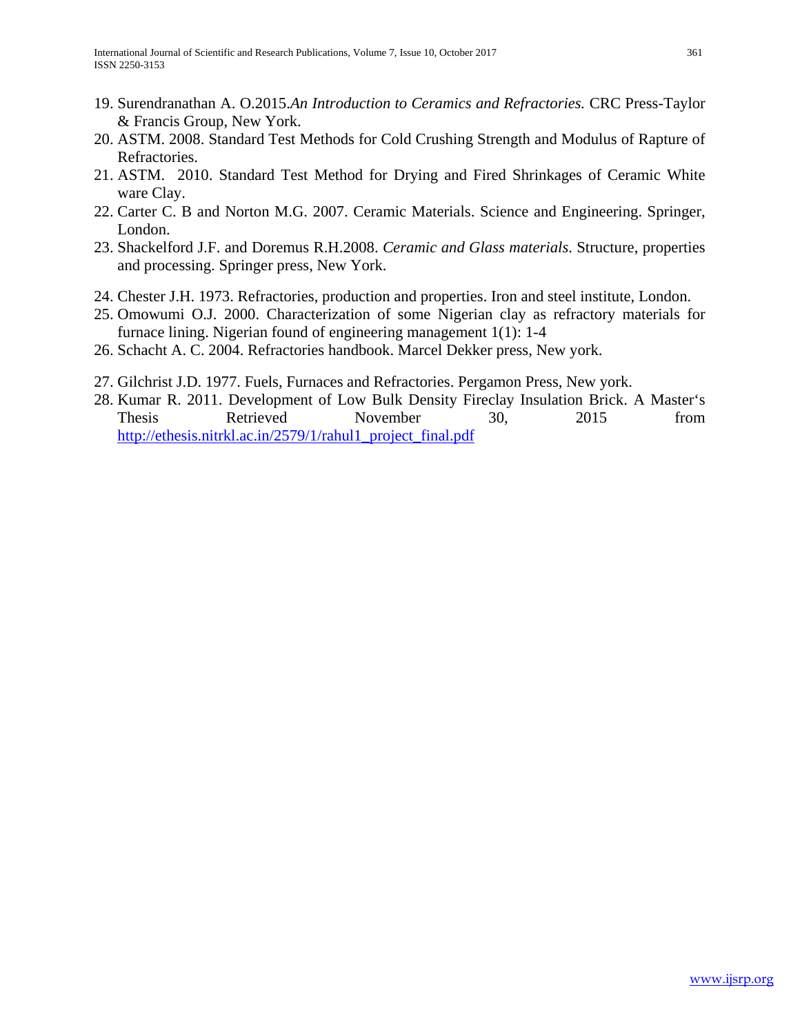19. Surendranathan A. O.2015.*An Introduction to Ceramics and Refractories.* CRC Press-Taylor & Francis Group, New York.
20. ASTM. 2008. Standard Test Methods for Cold Crushing Strength and Modulus of Rapture of Refractories.
21. ASTM. 2010. Standard Test Method for Drying and Fired Shrinkages of Ceramic White ware Clay.
22. Carter C. B and Norton M.G. 2007. Ceramic Materials. Science and Engineering. Springer, London.
23. Shackelford J.F. and Doremus R.H.2008. *Ceramic and Glass materials*. Structure, properties and processing. Springer press, New York.
24. Chester J.H. 1973. Refractories, production and properties. Iron and steel institute, London.
25. Omowumi O.J. 2000. Characterization of some Nigerian clay as refractory materials for furnace lining. Nigerian found of engineering management 1(1): 1-4
26. Schacht A. C. 2004. Refractories handbook. Marcel Dekker press, New york.
27. Gilchrist J.D. 1977. Fuels, Furnaces and Refractories. Pergamon Press, New york.
28. Kumar R. 2011. Development of Low Bulk Density Fireclay Insulation Brick. A Master's Thesis Retrieved November 30, 2015 from http://ethesis.nitrkl.ac.in/2579/1/rahul1_project_final.pdf